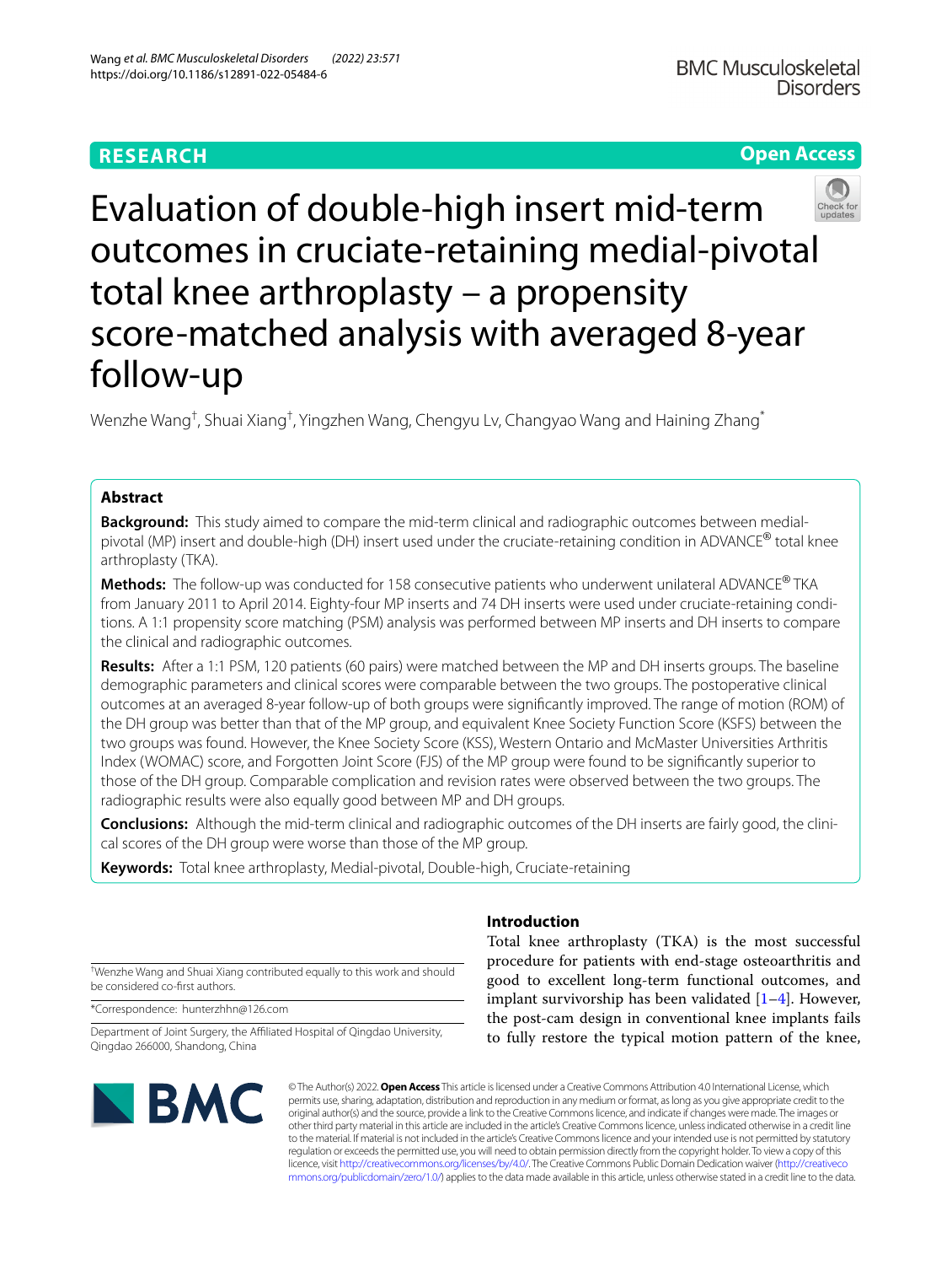RESEARCH

Open Access

# Evaluation of double-high insert mid-term outcomes in cruciate-retaining medial-pivotal total knee arthroplasty – a propensity score-matched analysis with averaged 8-year follow-up

Wenzhe Wang†, Shuai Xiang†, Yingzhen Wang, Chengyu Lv, Changyao Wang and Haining Zhang*

## Abstract

**Background:** This study aimed to compare the mid-term clinical and radiographic outcomes between medial-pivotal (MP) insert and double-high (DH) insert used under the cruciate-retaining condition in ADVANCE® total knee arthroplasty (TKA).

**Methods:** The follow-up was conducted for 158 consecutive patients who underwent unilateral ADVANCE® TKA from January 2011 to April 2014. Eighty-four MP inserts and 74 DH inserts were used under cruciate-retaining conditions. A 1:1 propensity score matching (PSM) analysis was performed between MP inserts and DH inserts to compare the clinical and radiographic outcomes.

**Results:** After a 1:1 PSM, 120 patients (60 pairs) were matched between the MP and DH inserts groups. The baseline demographic parameters and clinical scores were comparable between the two groups. The postoperative clinical outcomes at an averaged 8-year follow-up of both groups were significantly improved. The range of motion (ROM) of the DH group was better than that of the MP group, and equivalent Knee Society Function Score (KSFS) between the two groups was found. However, the Knee Society Score (KSS), Western Ontario and McMaster Universities Arthritis Index (WOMAC) score, and Forgotten Joint Score (FJS) of the MP group were found to be significantly superior to those of the DH group. Comparable complication and revision rates were observed between the two groups. The radiographic results were also equally good between MP and DH groups.

**Conclusions:** Although the mid-term clinical and radiographic outcomes of the DH inserts are fairly good, the clinical scores of the DH group were worse than those of the MP group.

**Keywords:** Total knee arthroplasty, Medial-pivotal, Double-high, Cruciate-retaining

†Wenzhe Wang and Shuai Xiang contributed equally to this work and should be considered co-first authors.

*Correspondence: hunterzhhn@126.com

Department of Joint Surgery, the Affiliated Hospital of Qingdao University, Qingdao 266000, Shandong, China

## Introduction

Total knee arthroplasty (TKA) is the most successful procedure for patients with end-stage osteoarthritis and good to excellent long-term functional outcomes, and implant survivorship has been validated [1–4]. However, the post-cam design in conventional knee implants fails to fully restore the typical motion pattern of the knee,

© The Author(s) 2022. **Open Access** This article is licensed under a Creative Commons Attribution 4.0 International License, which permits use, sharing, adaptation, distribution and reproduction in any medium or format, as long as you give appropriate credit to the original author(s) and the source, provide a link to the Creative Commons licence, and indicate if changes were made. The images or other third party material in this article are included in the article's Creative Commons licence, unless indicated otherwise in a credit line to the material. If material is not included in the article's Creative Commons licence and your intended use is not permitted by statutory regulation or exceeds the permitted use, you will need to obtain permission directly from the copyright holder. To view a copy of this licence, visit http://creativecommons.org/licenses/by/4.0/. The Creative Commons Public Domain Dedication waiver (http://creativecommons.org/publicdomain/zero/1.0/) applies to the data made available in this article, unless otherwise stated in a credit line to the data.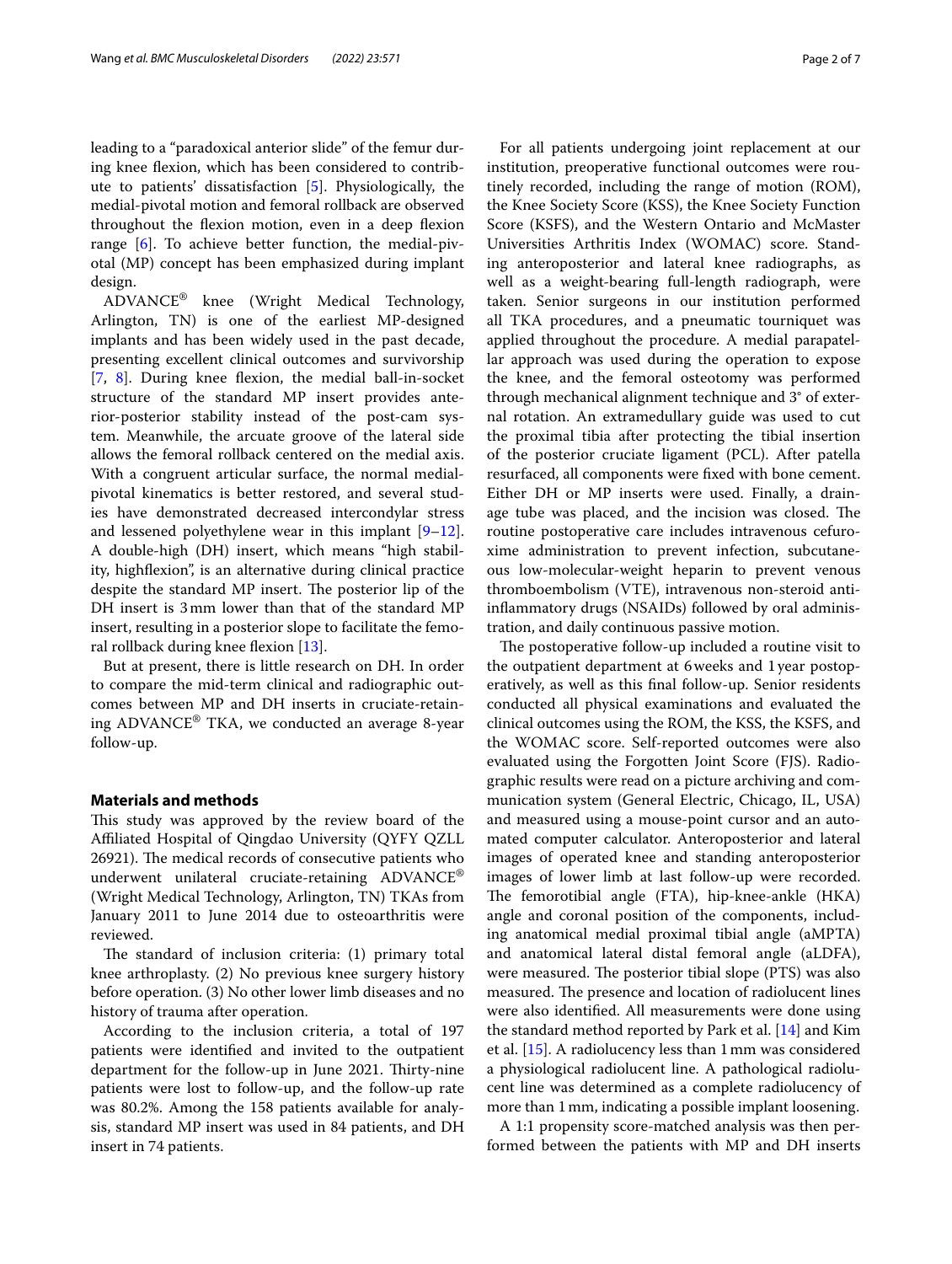leading to a "paradoxical anterior slide" of the femur during knee flexion, which has been considered to contribute to patients' dissatisfaction [5]. Physiologically, the medial-pivotal motion and femoral rollback are observed throughout the flexion motion, even in a deep flexion range [6]. To achieve better function, the medial-pivotal (MP) concept has been emphasized during implant design.

ADVANCE® knee (Wright Medical Technology, Arlington, TN) is one of the earliest MP-designed implants and has been widely used in the past decade, presenting excellent clinical outcomes and survivorship [7, 8]. During knee flexion, the medial ball-in-socket structure of the standard MP insert provides anterior-posterior stability instead of the post-cam system. Meanwhile, the arcuate groove of the lateral side allows the femoral rollback centered on the medial axis. With a congruent articular surface, the normal medial-pivotal kinematics is better restored, and several studies have demonstrated decreased intercondylar stress and lessened polyethylene wear in this implant [9–12]. A double-high (DH) insert, which means "high stability, highflexion", is an alternative during clinical practice despite the standard MP insert. The posterior lip of the DH insert is 3 mm lower than that of the standard MP insert, resulting in a posterior slope to facilitate the femoral rollback during knee flexion [13].

But at present, there is little research on DH. In order to compare the mid-term clinical and radiographic outcomes between MP and DH inserts in cruciate-retaining ADVANCE® TKA, we conducted an average 8-year follow-up.

## Materials and methods

This study was approved by the review board of the Affiliated Hospital of Qingdao University (QYFY QZLL 26921). The medical records of consecutive patients who underwent unilateral cruciate-retaining ADVANCE® (Wright Medical Technology, Arlington, TN) TKAs from January 2011 to June 2014 due to osteoarthritis were reviewed.

The standard of inclusion criteria: (1) primary total knee arthroplasty. (2) No previous knee surgery history before operation. (3) No other lower limb diseases and no history of trauma after operation.

According to the inclusion criteria, a total of 197 patients were identified and invited to the outpatient department for the follow-up in June 2021. Thirty-nine patients were lost to follow-up, and the follow-up rate was 80.2%. Among the 158 patients available for analysis, standard MP insert was used in 84 patients, and DH insert in 74 patients.

For all patients undergoing joint replacement at our institution, preoperative functional outcomes were routinely recorded, including the range of motion (ROM), the Knee Society Score (KSS), the Knee Society Function Score (KSFS), and the Western Ontario and McMaster Universities Arthritis Index (WOMAC) score. Standing anteroposterior and lateral knee radiographs, as well as a weight-bearing full-length radiograph, were taken. Senior surgeons in our institution performed all TKA procedures, and a pneumatic tourniquet was applied throughout the procedure. A medial parapatellar approach was used during the operation to expose the knee, and the femoral osteotomy was performed through mechanical alignment technique and 3° of external rotation. An extramedullary guide was used to cut the proximal tibia after protecting the tibial insertion of the posterior cruciate ligament (PCL). After patella resurfaced, all components were fixed with bone cement. Either DH or MP inserts were used. Finally, a drainage tube was placed, and the incision was closed. The routine postoperative care includes intravenous cefuroxime administration to prevent infection, subcutaneous low-molecular-weight heparin to prevent venous thromboembolism (VTE), intravenous non-steroid anti-inflammatory drugs (NSAIDs) followed by oral administration, and daily continuous passive motion.

The postoperative follow-up included a routine visit to the outpatient department at 6 weeks and 1 year postoperatively, as well as this final follow-up. Senior residents conducted all physical examinations and evaluated the clinical outcomes using the ROM, the KSS, the KSFS, and the WOMAC score. Self-reported outcomes were also evaluated using the Forgotten Joint Score (FJS). Radiographic results were read on a picture archiving and communication system (General Electric, Chicago, IL, USA) and measured using a mouse-point cursor and an automated computer calculator. Anteroposterior and lateral images of operated knee and standing anteroposterior images of lower limb at last follow-up were recorded. The femorotibial angle (FTA), hip-knee-ankle (HKA) angle and coronal position of the components, including anatomical medial proximal tibial angle (aMPTA) and anatomical lateral distal femoral angle (aLDFA), were measured. The posterior tibial slope (PTS) was also measured. The presence and location of radiolucent lines were also identified. All measurements were done using the standard method reported by Park et al. [14] and Kim et al. [15]. A radiolucency less than 1 mm was considered a physiological radiolucent line. A pathological radiolucent line was determined as a complete radiolucency of more than 1 mm, indicating a possible implant loosening.

A 1:1 propensity score-matched analysis was then performed between the patients with MP and DH inserts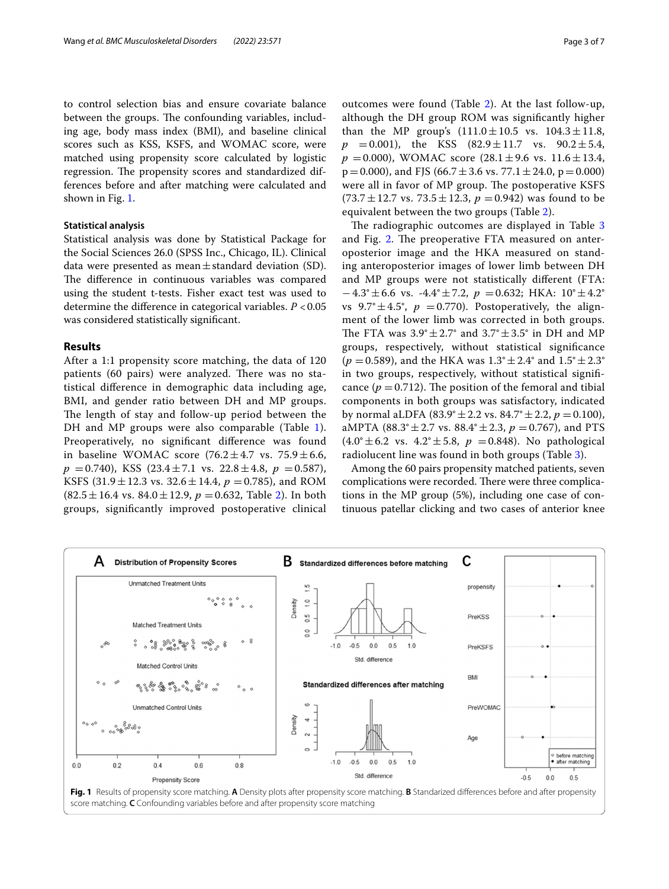to control selection bias and ensure covariate balance between the groups. The confounding variables, including age, body mass index (BMI), and baseline clinical scores such as KSS, KSFS, and WOMAC score, were matched using propensity score calculated by logistic regression. The propensity scores and standardized differences before and after matching were calculated and shown in Fig. 1.

### Statistical analysis

Statistical analysis was done by Statistical Package for the Social Sciences 26.0 (SPSS Inc., Chicago, IL). Clinical data were presented as mean ± standard deviation (SD). The difference in continuous variables was compared using the student t-tests. Fisher exact test was used to determine the difference in categorical variables. $P < 0.05$ was considered statistically significant.

## Results

After a 1:1 propensity score matching, the data of 120 patients (60 pairs) were analyzed. There was no statistical difference in demographic data including age, BMI, and gender ratio between DH and MP groups. The length of stay and follow-up period between the DH and MP groups were also comparable (Table 1). Preoperatively, no significant difference was found in baseline WOMAC score (76.2 ± 4.7 vs. 75.9 ± 6.6, $p = 0.740$), KSS (23.4 ± 7.1 vs. 22.8 ± 4.8, $p = 0.587$), KSFS (31.9 ± 12.3 vs. 32.6 ± 14.4, $p = 0.785$), and ROM (82.5 ± 16.4 vs. 84.0 ± 12.9, $p = 0.632$, Table 2). In both groups, significantly improved postoperative clinical outcomes were found (Table 2). At the last follow-up, although the DH group ROM was significantly higher than the MP group's (111.0 ± 10.5 vs. 104.3 ± 11.8, $p = 0.001$), the KSS (82.9 ± 11.7 vs. 90.2 ± 5.4, $p = 0.000$), WOMAC score (28.1 ± 9.6 vs. 11.6 ± 13.4, $p = 0.000$), and FJS (66.7 ± 3.6 vs. 77.1 ± 24.0, $p = 0.000$) were all in favor of MP group. The postoperative KSFS (73.7 ± 12.7 vs. 73.5 ± 12.3, $p = 0.942$) was found to be equivalent between the two groups (Table 2).

The radiographic outcomes are displayed in Table 3 and Fig. 2. The preoperative FTA measured on anteroposterior image and the HKA measured on standing anteroposterior images of lower limb between DH and MP groups were not statistically different (FTA: −4.3° ± 6.6 vs. -4.4° ± 7.2, $p = 0.632$; HKA: 10° ± 4.2° vs 9.7° ± 4.5°, $p = 0.770$). Postoperatively, the alignment of the lower limb was corrected in both groups. The FTA was 3.9° ± 2.7° and 3.7° ± 3.5° in DH and MP groups, respectively, without statistical significance ($p = 0.589$), and the HKA was 1.3° ± 2.4° and 1.5° ± 2.3° in two groups, respectively, without statistical significance ($p = 0.712$). The position of the femoral and tibial components in both groups was satisfactory, indicated by normal aLDFA (83.9° ± 2.2 vs. 84.7° ± 2.2, $p = 0.100$), aMPTA (88.3° ± 2.7 vs. 88.4° ± 2.3, $p = 0.767$), and PTS (4.0° ± 6.2 vs. 4.2° ± 5.8, $p = 0.848$). No pathological radiolucent line was found in both groups (Table 3).

Among the 60 pairs propensity matched patients, seven complications were recorded. There were three complications in the MP group (5%), including one case of continuous patellar clicking and two cases of anterior knee

**Fig. 1** Results of propensity score matching. **A** Density plots after propensity score matching. **B** Standarized differences before and after propensity score matching. **C** Confounding variables before and after propensity score matching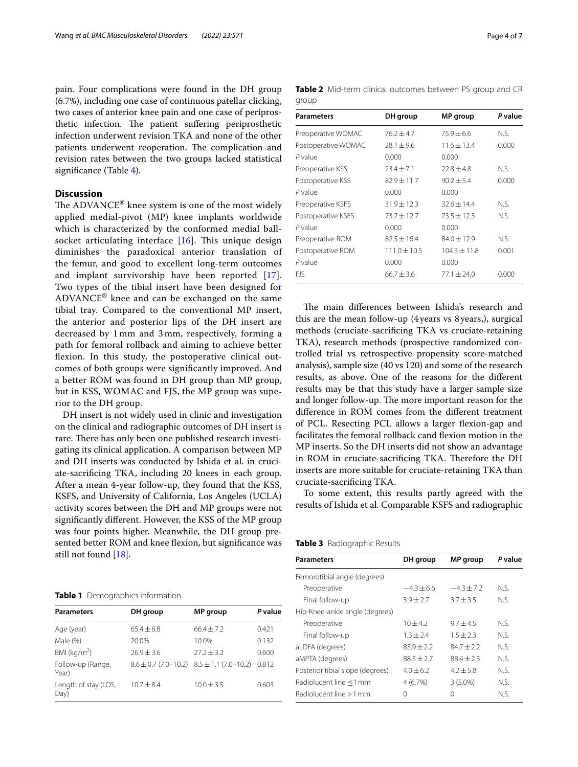pain. Four complications were found in the DH group (6.7%), including one case of continuous patellar clicking, two cases of anterior knee pain and one case of periprosthetic infection. The patient suffering periprosthetic infection underwent revision TKA and none of the other patients underwent reoperation. The complication and revision rates between the two groups lacked statistical significance (Table 4).

## Discussion

The ADVANCE® knee system is one of the most widely applied medial-pivot (MP) knee implants worldwide which is characterized by the conformed medial ball-socket articulating interface [16]. This unique design diminishes the paradoxical anterior translation of the femur, and good to excellent long-term outcomes and implant survivorship have been reported [17]. Two types of the tibial insert have been designed for ADVANCE® knee and can be exchanged on the same tibial tray. Compared to the conventional MP insert, the anterior and posterior lips of the DH insert are decreased by 1 mm and 3 mm, respectively, forming a path for femoral rollback and aiming to achieve better flexion. In this study, the postoperative clinical outcomes of both groups were significantly improved. And a better ROM was found in DH group than MP group, but in KSS, WOMAC and FJS, the MP group was superior to the DH group.

DH insert is not widely used in clinic and investigation on the clinical and radiographic outcomes of DH insert is rare. There has only been one published research investigating its clinical application. A comparison between MP and DH inserts was conducted by Ishida et al. in cruciate-sacrificing TKA, including 20 knees in each group. After a mean 4-year follow-up, they found that the KSS, KSFS, and University of California, Los Angeles (UCLA) activity scores between the DH and MP groups were not significantly different. However, the KSS of the MP group was four points higher. Meanwhile, the DH group presented better ROM and knee flexion, but significance was still not found [18].

**Table 1** Demographics information

| Parameters | DH group | MP group | *P* value |
|---|---|---|---|
| Age (year) | 65.4 ± 6.8 | 66.4 ± 7.2 | 0.421 |
| Male (%) | 20.0% | 10.0% | 0.132 |
| BMI (kg/m$^2$) | 26.9 ± 3.6 | 27.2 ± 3.2 | 0.600 |
| Follow-up (Range, Year) | 8.6 ± 0.7 (7.0–10.2) | 8.5 ± 1.1 (7.0–10.2) | 0.812 |
| Length of stay (LOS, Day) | 10.7 ± 8.4 | 10.0 ± 3.5 | 0.603 |

**Table 2** Mid-term clinical outcomes between PS group and CR group

| Parameters | DH group | MP group | *P* value |
|---|---|---|---|
| Preoperative WOMAC | 76.2 ± 4.7 | 75.9 ± 6.6 | N.S. |
| Postoperative WOMAC | 28.1 ± 9.6 | 11.6 ± 13.4 | 0.000 |
| *P* value | 0.000 | 0.000 | |
| Preoperative KSS | 23.4 ± 7.1 | 22.8 ± 4.8 | N.S. |
| Postoperative KSS | 82.9 ± 11.7 | 90.2 ± 5.4 | 0.000 |
| *P* value | 0.000 | 0.000 | |
| Preoperative KSFS | 31.9 ± 12.3 | 32.6 ± 14.4 | N.S. |
| Postoperative KSFS | 73.7 ± 12.7 | 73.5 ± 12.3 | N.S. |
| *P* value | 0.000 | 0.000 | |
| Preoperative ROM | 82.5 ± 16.4 | 84.0 ± 12.9 | N.S. |
| Postoperative ROM | 111.0 ± 10.5 | 104.3 ± 11.8 | 0.001 |
| *P* value | 0.000 | 0.000 | |
| FJS | 66.7 ± 3.6 | 77.1 ± 24.0 | 0.000 |

The main differences between Ishida's research and this are the mean follow-up (4 years vs 8 years,), surgical methods (cruciate-sacrificing TKA vs cruciate-retaining TKA), research methods (prospective randomized controlled trial vs retrospective propensity score-matched analysis), sample size (40 vs 120) and some of the research results, as above. One of the reasons for the different results may be that this study have a larger sample size and longer follow-up. The more important reason for the difference in ROM comes from the different treatment of PCL. Resecting PCL allows a larger flexion-gap and facilitates the femoral rollback cand flexion motion in the MP inserts. So the DH inserts did not show an advantage in ROM in cruciate-sacrificing TKA. Therefore the DH inserts are more suitable for cruciate-retaining TKA than cruciate-sacrificing TKA.

To some extent, this results partly agreed with the results of Ishida et al. Comparable KSFS and radiographic

**Table 3** Radiographic Results

| Parameters | DH group | MP group | *P* value |
|---|---|---|---|
| Femorotibial angle (degrees) | | | |
| Preoperative | −4.3 ± 6.6 | −4.3 ± 7.2 | N.S. |
| Final follow-up | 3.9 ± 2.7 | 3.7 ± 3.5 | N.S. |
| Hip-Knee-ankle angle (degrees) | | | |
| Preoperative | 10 ± 4.2 | 9.7 ± 4.5 | N.S. |
| Final follow-up | 1.3 ± 2.4 | 1.5 ± 2.3 | N.S. |
| aLDFA (degrees) | 83.9 ± 2.2 | 84.7 ± 2.2 | N.S. |
| aMPTA (degrees) | 88.3 ± 2.7 | 88.4 ± 2.3 | N.S. |
| Posterior tibial slope (degrees) | 4.0 ± 6.2 | 4.2 ± 5.8 | N.S. |
| Radiolucent line ≤1 mm | 4 (6.7%) | 3 (5.0%) | N.S. |
| Radiolucent line >1 mm | 0 | 0 | N.S. |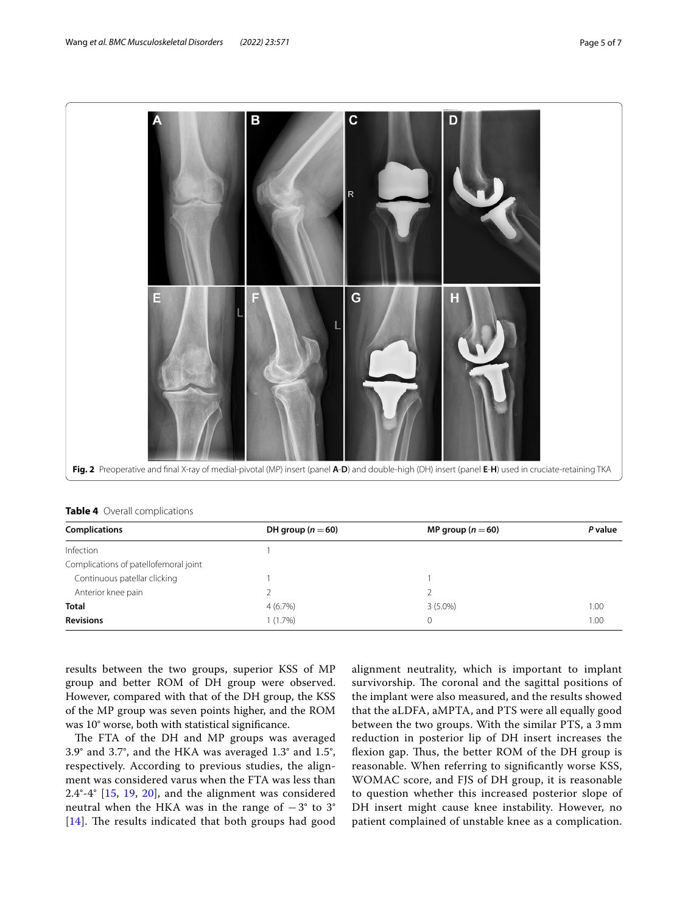**Fig. 2** Preoperative and final X-ray of medial-pivotal (MP) insert (panel **A**-**D**) and double-high (DH) insert (panel **E**-**H**) used in cruciate-retaining TKA

**Table 4** Overall complications

| Complications | DH group ($n = 60$) | MP group ($n = 60$) | *P* value |
|---|---|---|---|
| Infection | 1 | | |
| Complications of patellofemoral joint | | | |
| Continuous patellar clicking | 1 | 1 | |
| Anterior knee pain | 2 | 2 | |
| **Total** | 4 (6.7%) | 3 (5.0%) | 1.00 |
| **Revisions** | 1 (1.7%) | 0 | 1.00 |

results between the two groups, superior KSS of MP group and better ROM of DH group were observed. However, compared with that of the DH group, the KSS of the MP group was seven points higher, and the ROM was 10° worse, both with statistical significance.

The FTA of the DH and MP groups was averaged 3.9° and 3.7°, and the HKA was averaged 1.3° and 1.5°, respectively. According to previous studies, the alignment was considered varus when the FTA was less than 2.4°-4° [15, 19, 20], and the alignment was considered neutral when the HKA was in the range of $-3°$ to 3° [14]. The results indicated that both groups had good alignment neutrality, which is important to implant survivorship. The coronal and the sagittal positions of the implant were also measured, and the results showed that the aLDFA, aMPTA, and PTS were all equally good between the two groups. With the similar PTS, a 3 mm reduction in posterior lip of DH insert increases the flexion gap. Thus, the better ROM of the DH group is reasonable. When referring to significantly worse KSS, WOMAC score, and FJS of DH group, it is reasonable to question whether this increased posterior slope of DH insert might cause knee instability. However, no patient complained of unstable knee as a complication.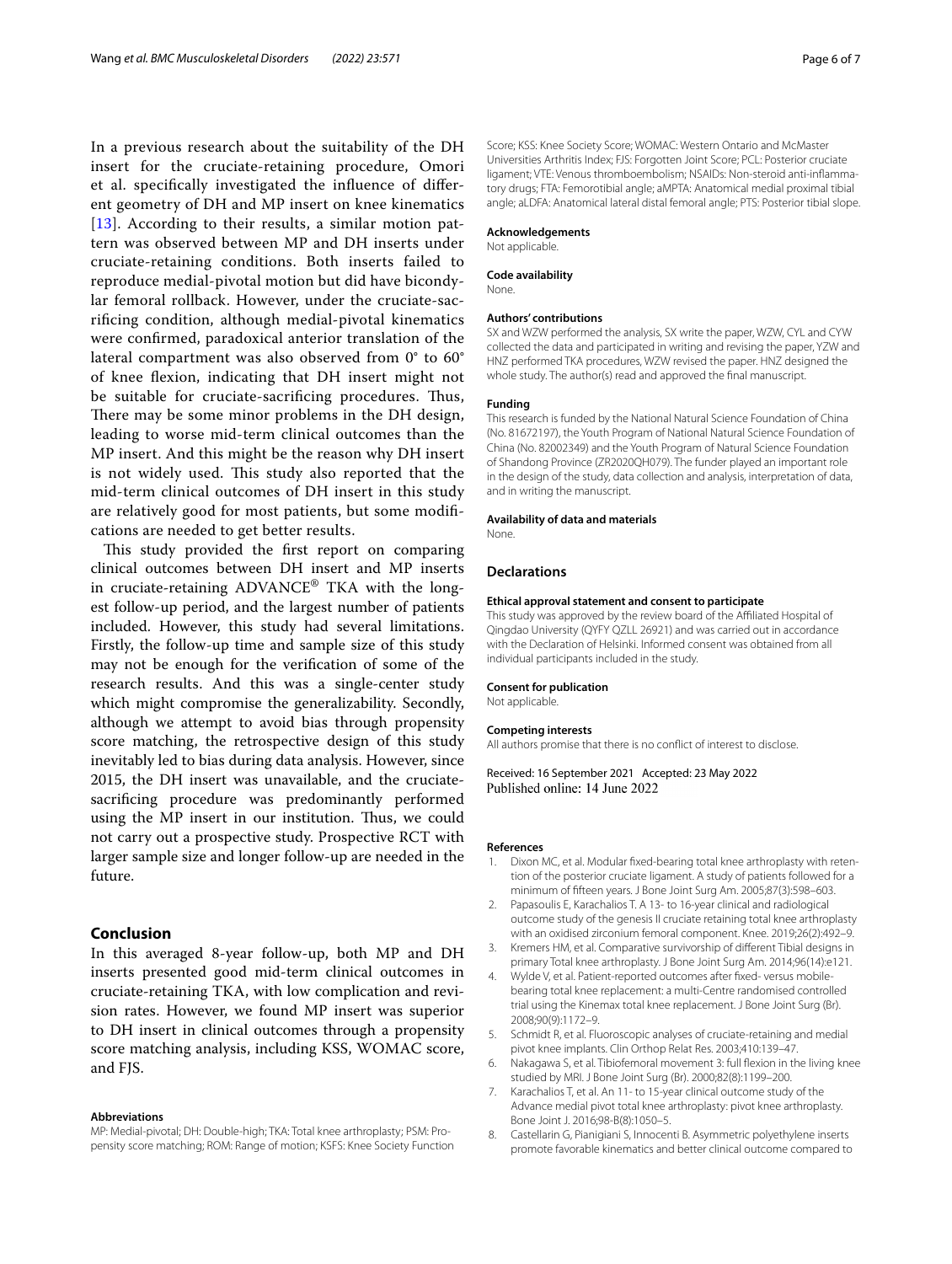In a previous research about the suitability of the DH insert for the cruciate-retaining procedure, Omori et al. specifically investigated the influence of different geometry of DH and MP insert on knee kinematics [13]. According to their results, a similar motion pattern was observed between MP and DH inserts under cruciate-retaining conditions. Both inserts failed to reproduce medial-pivotal motion but did have bicondylar femoral rollback. However, under the cruciate-sacrificing condition, although medial-pivotal kinematics were confirmed, paradoxical anterior translation of the lateral compartment was also observed from 0° to 60° of knee flexion, indicating that DH insert might not be suitable for cruciate-sacrificing procedures. Thus, There may be some minor problems in the DH design, leading to worse mid-term clinical outcomes than the MP insert. And this might be the reason why DH insert is not widely used. This study also reported that the mid-term clinical outcomes of DH insert in this study are relatively good for most patients, but some modifications are needed to get better results.

This study provided the first report on comparing clinical outcomes between DH insert and MP inserts in cruciate-retaining ADVANCE® TKA with the longest follow-up period, and the largest number of patients included. However, this study had several limitations. Firstly, the follow-up time and sample size of this study may not be enough for the verification of some of the research results. And this was a single-center study which might compromise the generalizability. Secondly, although we attempt to avoid bias through propensity score matching, the retrospective design of this study inevitably led to bias during data analysis. However, since 2015, the DH insert was unavailable, and the cruciate-sacrificing procedure was predominantly performed using the MP insert in our institution. Thus, we could not carry out a prospective study. Prospective RCT with larger sample size and longer follow-up are needed in the future.

## Conclusion

In this averaged 8-year follow-up, both MP and DH inserts presented good mid-term clinical outcomes in cruciate-retaining TKA, with low complication and revision rates. However, we found MP insert was superior to DH insert in clinical outcomes through a propensity score matching analysis, including KSS, WOMAC score, and FJS.

#### Abbreviations

MP: Medial-pivotal; DH: Double-high; TKA: Total knee arthroplasty; PSM: Propensity score matching; ROM: Range of motion; KSFS: Knee Society Function Score; KSS: Knee Society Score; WOMAC: Western Ontario and McMaster Universities Arthritis Index; FJS: Forgotten Joint Score; PCL: Posterior cruciate ligament; VTE: Venous thromboembolism; NSAIDs: Non-steroid anti-inflammatory drugs; FTA: Femorotibial angle; aMPTA: Anatomical medial proximal tibial angle; aLDFA: Anatomical lateral distal femoral angle; PTS: Posterior tibial slope.

#### Acknowledgements

Not applicable.

#### Code availability

None.

#### Authors' contributions

SX and WZW performed the analysis, SX write the paper, WZW, CYL and CYW collected the data and participated in writing and revising the paper, YZW and HNZ performed TKA procedures, WZW revised the paper. HNZ designed the whole study. The author(s) read and approved the final manuscript.

#### Funding

This research is funded by the National Natural Science Foundation of China (No. 81672197), the Youth Program of National Natural Science Foundation of China (No. 82002349) and the Youth Program of Natural Science Foundation of Shandong Province (ZR2020QH079). The funder played an important role in the design of the study, data collection and analysis, interpretation of data, and in writing the manuscript.

#### Availability of data and materials

None.

### Declarations

#### Ethical approval statement and consent to participate

This study was approved by the review board of the Affiliated Hospital of Qingdao University (QYFY QZLL 26921) and was carried out in accordance with the Declaration of Helsinki. Informed consent was obtained from all individual participants included in the study.

#### Consent for publication

Not applicable.

#### Competing interests

All authors promise that there is no conflict of interest to disclose.

Received: 16 September 2021 Accepted: 23 May 2022
Published online: 14 June 2022

#### References

1. Dixon MC, et al. Modular fixed-bearing total knee arthroplasty with retention of the posterior cruciate ligament. A study of patients followed for a minimum of fifteen years. J Bone Joint Surg Am. 2005;87(3):598–603.
2. Papasoulis E, Karachalios T. A 13- to 16-year clinical and radiological outcome study of the genesis II cruciate retaining total knee arthroplasty with an oxidised zirconium femoral component. Knee. 2019;26(2):492–9.
3. Kremers HM, et al. Comparative survivorship of different Tibial designs in primary Total knee arthroplasty. J Bone Joint Surg Am. 2014;96(14):e121.
4. Wylde V, et al. Patient-reported outcomes after fixed- versus mobile-bearing total knee replacement: a multi-Centre randomised controlled trial using the Kinemax total knee replacement. J Bone Joint Surg (Br). 2008;90(9):1172–9.
5. Schmidt R, et al. Fluoroscopic analyses of cruciate-retaining and medial pivot knee implants. Clin Orthop Relat Res. 2003;410:139–47.
6. Nakagawa S, et al. Tibiofemoral movement 3: full flexion in the living knee studied by MRI. J Bone Joint Surg (Br). 2000;82(8):1199–200.
7. Karachalios T, et al. An 11- to 15-year clinical outcome study of the Advance medial pivot total knee arthroplasty: pivot knee arthroplasty. Bone Joint J. 2016;98-B(8):1050–5.
8. Castellarin G, Pianigiani S, Innocenti B. Asymmetric polyethylene inserts promote favorable kinematics and better clinical outcome compared to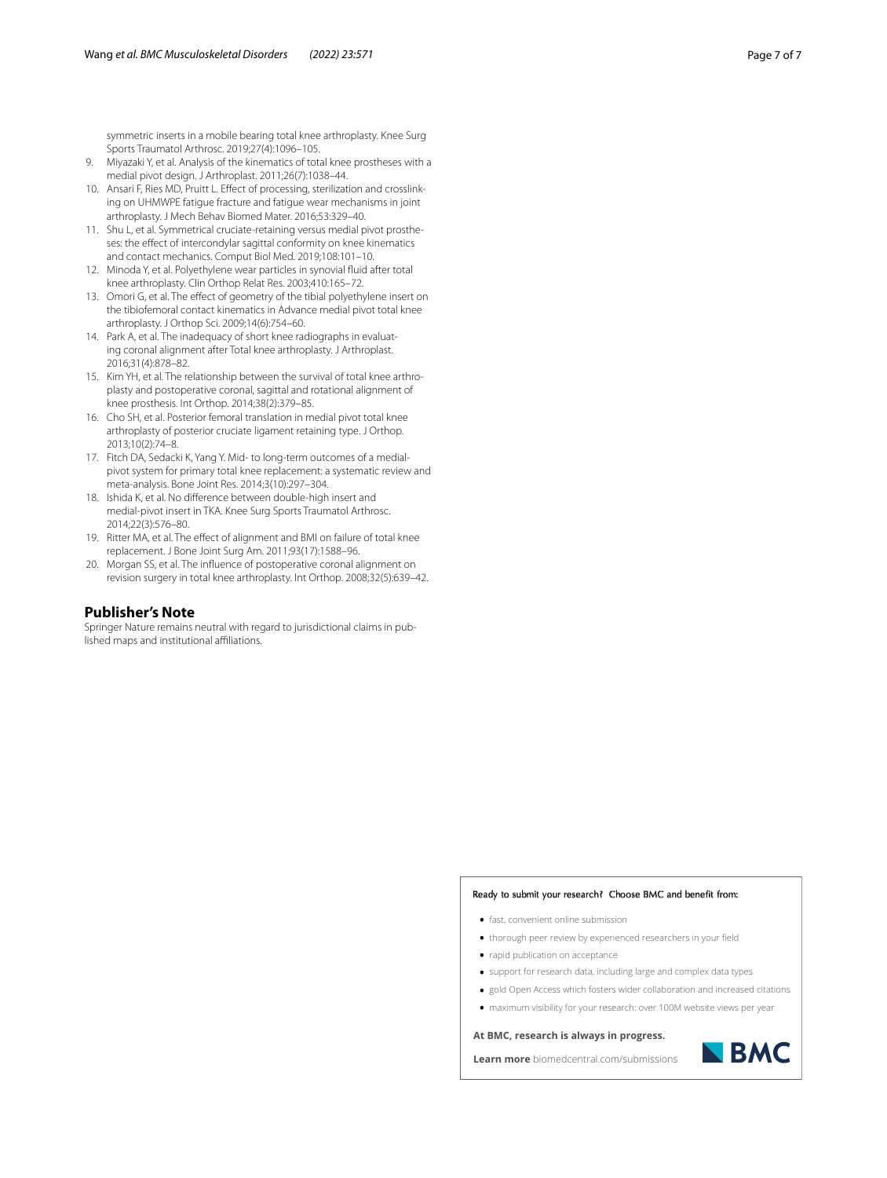symmetric inserts in a mobile bearing total knee arthroplasty. Knee Surg Sports Traumatol Arthrosc. 2019;27(4):1096–105.

9. Miyazaki Y, et al. Analysis of the kinematics of total knee prostheses with a medial pivot design. J Arthroplast. 2011;26(7):1038–44.
10. Ansari F, Ries MD, Pruitt L. Effect of processing, sterilization and crosslinking on UHMWPE fatigue fracture and fatigue wear mechanisms in joint arthroplasty. J Mech Behav Biomed Mater. 2016;53:329–40.
11. Shu L, et al. Symmetrical cruciate-retaining versus medial pivot prostheses: the effect of intercondylar sagittal conformity on knee kinematics and contact mechanics. Comput Biol Med. 2019;108:101–10.
12. Minoda Y, et al. Polyethylene wear particles in synovial fluid after total knee arthroplasty. Clin Orthop Relat Res. 2003;410:165–72.
13. Omori G, et al. The effect of geometry of the tibial polyethylene insert on the tibiofemoral contact kinematics in Advance medial pivot total knee arthroplasty. J Orthop Sci. 2009;14(6):754–60.
14. Park A, et al. The inadequacy of short knee radiographs in evaluating coronal alignment after Total knee arthroplasty. J Arthroplast. 2016;31(4):878–82.
15. Kim YH, et al. The relationship between the survival of total knee arthroplasty and postoperative coronal, sagittal and rotational alignment of knee prosthesis. Int Orthop. 2014;38(2):379–85.
16. Cho SH, et al. Posterior femoral translation in medial pivot total knee arthroplasty of posterior cruciate ligament retaining type. J Orthop. 2013;10(2):74–8.
17. Fitch DA, Sedacki K, Yang Y. Mid- to long-term outcomes of a medial-pivot system for primary total knee replacement: a systematic review and meta-analysis. Bone Joint Res. 2014;3(10):297–304.
18. Ishida K, et al. No difference between double-high insert and medial-pivot insert in TKA. Knee Surg Sports Traumatol Arthrosc. 2014;22(3):576–80.
19. Ritter MA, et al. The effect of alignment and BMI on failure of total knee replacement. J Bone Joint Surg Am. 2011;93(17):1588–96.
20. Morgan SS, et al. The influence of postoperative coronal alignment on revision surgery in total knee arthroplasty. Int Orthop. 2008;32(5):639–42.

## Publisher's Note

Springer Nature remains neutral with regard to jurisdictional claims in published maps and institutional affiliations.

Ready to submit your research? Choose BMC and benefit from:

- fast, convenient online submission
- thorough peer review by experienced researchers in your field
- rapid publication on acceptance
- support for research data, including large and complex data types
- gold Open Access which fosters wider collaboration and increased citations
- maximum visibility for your research: over 100M website views per year

**At BMC, research is always in progress.**

**Learn more** biomedcentral.com/submissions

BMC